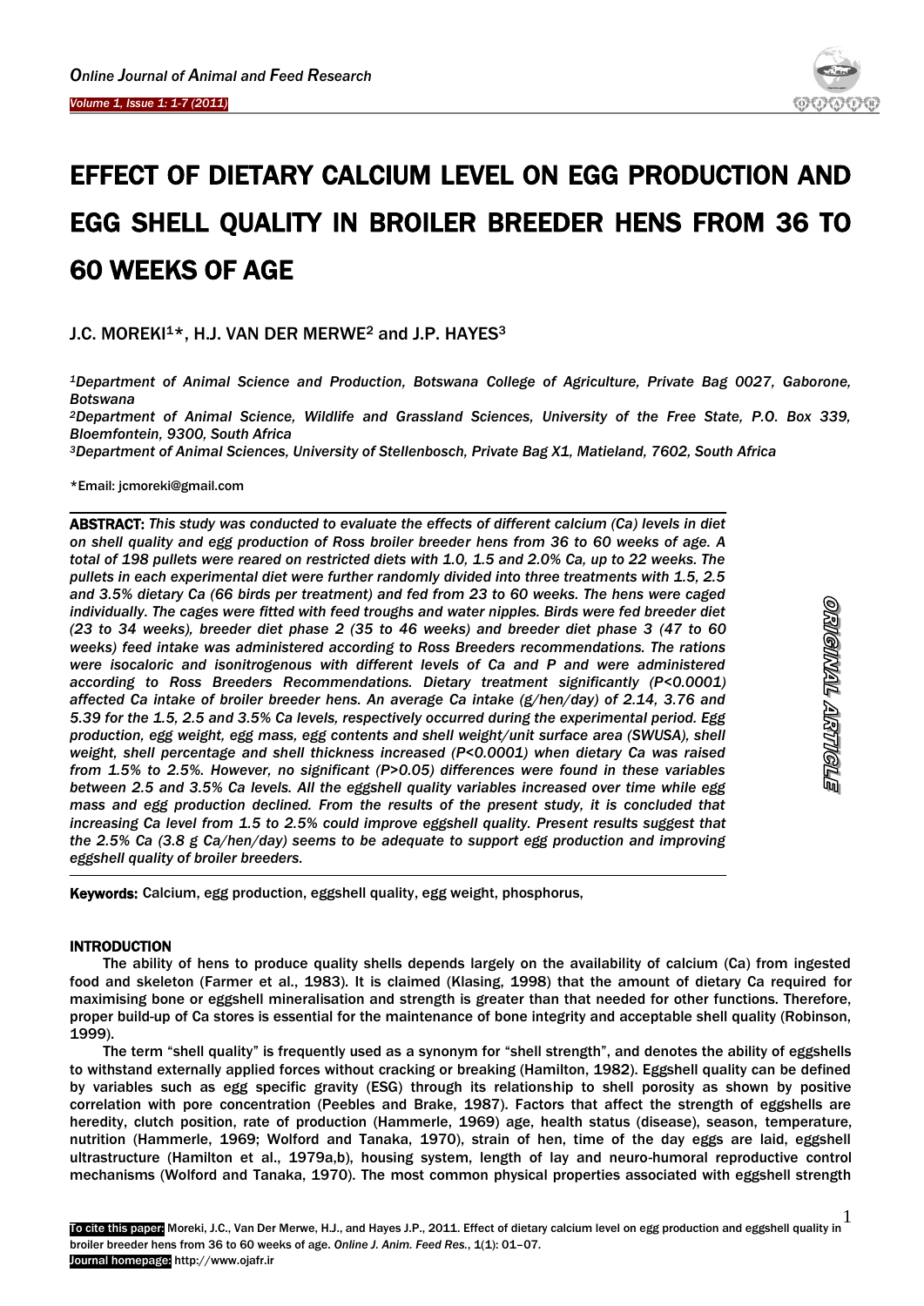# EFFECT OF DIETARY CALCIUM LEVEL ON EGG PRODUCTION AND EGG SHELL QUALITY IN BROILER BREEDER HENS FROM 36 TO 60 WEEKS OF AGE

J.C. MOREKI[1]*, H.J. VAN DER MERWE[2] and J.P. HAYES[3]

[1]*Department of Animal Science and Production, Botswana College of Agriculture, Private Bag 0027, Gaborone, Botswana*

[2]*Department of Animal Science, Wildlife and Grassland Sciences, University of the Free State, P.O. Box 339, Bloemfontein, 9300, South Africa*

[3]*Department of Animal Sciences, University of Stellenbosch, Private Bag X1, Matieland, 7602, South Africa*

*Email: jcmoreki@gmail.com

**ORIGINAL ARTICLE**

**ABSTRACT:** *This study was conducted to evaluate the effects of different calcium (Ca) levels in diet on shell quality and egg production of Ross broiler breeder hens from 36 to 60 weeks of age. A total of 198 pullets were reared on restricted diets with 1.0, 1.5 and 2.0% Ca, up to 22 weeks. The pullets in each experimental diet were further randomly divided into three treatments with 1.5, 2.5 and 3.5% dietary Ca (66 birds per treatment) and fed from 23 to 60 weeks. The hens were caged individually. The cages were fitted with feed troughs and water nipples. Birds were fed breeder diet (23 to 34 weeks), breeder diet phase 2 (35 to 46 weeks) and breeder diet phase 3 (47 to 60 weeks) feed intake was administered according to Ross Breeders recommendations. The rations were isocaloric and isonitrogenous with different levels of Ca and P and were administered according to Ross Breeders Recommendations. Dietary treatment significantly (P<0.0001) affected Ca intake of broiler breeder hens. An average Ca intake (g/hen/day) of 2.14, 3.76 and 5.39 for the 1.5, 2.5 and 3.5% Ca levels, respectively occurred during the experimental period. Egg production, egg weight, egg mass, egg contents and shell weight/unit surface area (SWUSA), shell weight, shell percentage and shell thickness increased (P<0.0001) when dietary Ca was raised from 1.5% to 2.5%. However, no significant (P>0.05) differences were found in these variables between 2.5 and 3.5% Ca levels. All the eggshell quality variables increased over time while egg mass and egg production declined. From the results of the present study, it is concluded that increasing Ca level from 1.5 to 2.5% could improve eggshell quality. Present results suggest that the 2.5% Ca (3.8 g Ca/hen/day) seems to be adequate to support egg production and improving eggshell quality of broiler breeders.*

**Keywords:** Calcium, egg production, eggshell quality, egg weight, phosphorus,

## INTRODUCTION

The ability of hens to produce quality shells depends largely on the availability of calcium (Ca) from ingested food and skeleton (Farmer et al., 1983). It is claimed (Klasing, 1998) that the amount of dietary Ca required for maximising bone or eggshell mineralisation and strength is greater than that needed for other functions. Therefore, proper build-up of Ca stores is essential for the maintenance of bone integrity and acceptable shell quality (Robinson, 1999).

The term "shell quality" is frequently used as a synonym for "shell strength", and denotes the ability of eggshells to withstand externally applied forces without cracking or breaking (Hamilton, 1982). Eggshell quality can be defined by variables such as egg specific gravity (ESG) through its relationship to shell porosity as shown by positive correlation with pore concentration (Peebles and Brake, 1987). Factors that affect the strength of eggshells are heredity, clutch position, rate of production (Hammerle, 1969) age, health status (disease), season, temperature, nutrition (Hammerle, 1969; Wolford and Tanaka, 1970), strain of hen, time of the day eggs are laid, eggshell ultrastructure (Hamilton et al., 1979a,b), housing system, length of lay and neuro-humoral reproductive control mechanisms (Wolford and Tanaka, 1970). The most common physical properties associated with eggshell strength

To cite this paper: Moreki, J.C., Van Der Merwe, H.J., and Hayes J.P., 2011. Effect of dietary calcium level on egg production and eggshell quality in broiler breeder hens from 36 to 60 weeks of age. *Online J. Anim. Feed Res.*, 1(1): 01–07.
Journal homepage: http://www.ojafr.ir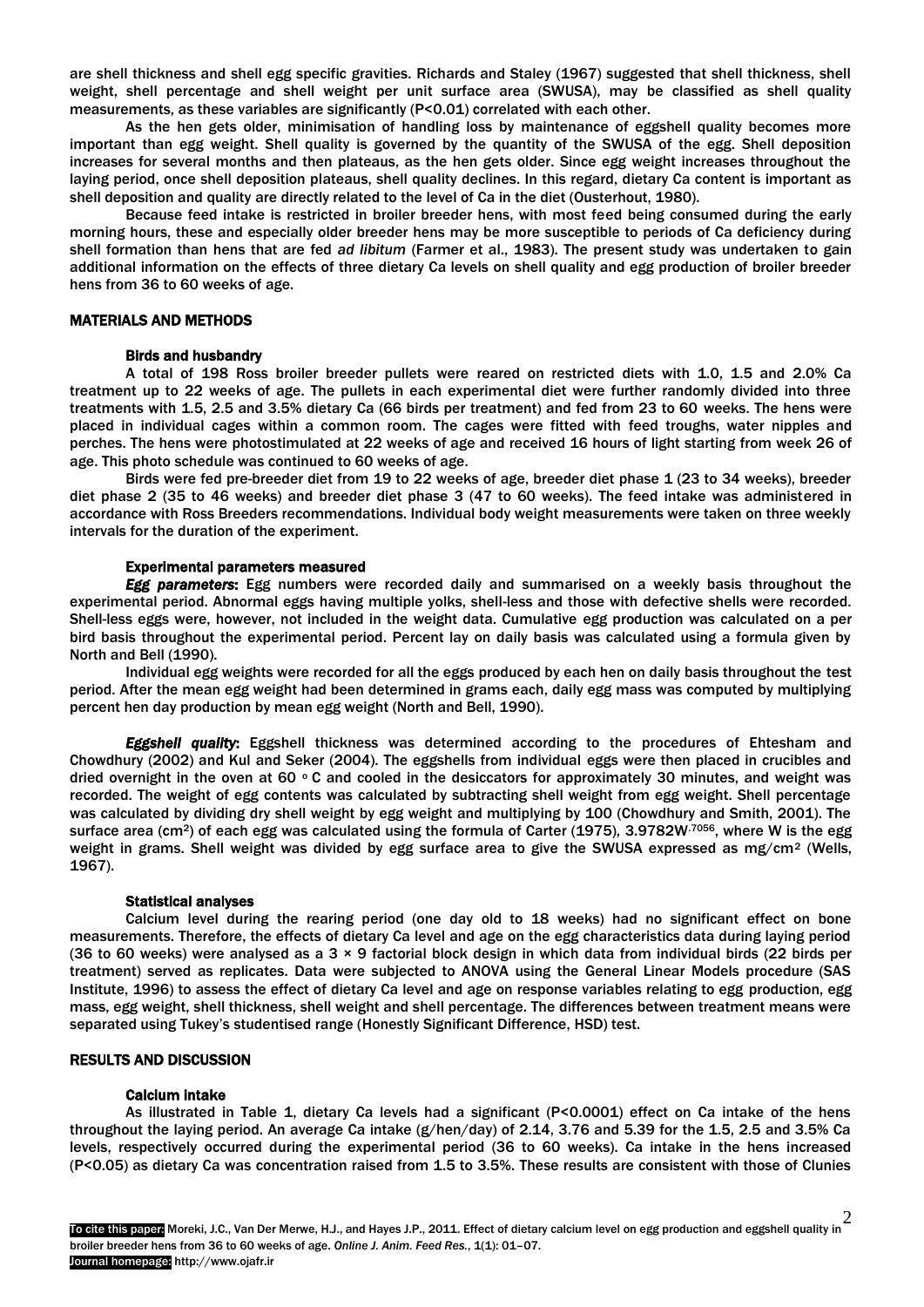are shell thickness and shell egg specific gravities. Richards and Staley (1967) suggested that shell thickness, shell weight, shell percentage and shell weight per unit surface area (SWUSA), may be classified as shell quality measurements, as these variables are significantly (P<0.01) correlated with each other.

As the hen gets older, minimisation of handling loss by maintenance of eggshell quality becomes more important than egg weight. Shell quality is governed by the quantity of the SWUSA of the egg. Shell deposition increases for several months and then plateaus, as the hen gets older. Since egg weight increases throughout the laying period, once shell deposition plateaus, shell quality declines. In this regard, dietary Ca content is important as shell deposition and quality are directly related to the level of Ca in the diet (Ousterhout, 1980).

Because feed intake is restricted in broiler breeder hens, with most feed being consumed during the early morning hours, these and especially older breeder hens may be more susceptible to periods of Ca deficiency during shell formation than hens that are fed *ad libitum* (Farmer et al., 1983). The present study was undertaken to gain additional information on the effects of three dietary Ca levels on shell quality and egg production of broiler breeder hens from 36 to 60 weeks of age.

## MATERIALS AND METHODS

### Birds and husbandry

A total of 198 Ross broiler breeder pullets were reared on restricted diets with 1.0, 1.5 and 2.0% Ca treatment up to 22 weeks of age. The pullets in each experimental diet were further randomly divided into three treatments with 1.5, 2.5 and 3.5% dietary Ca (66 birds per treatment) and fed from 23 to 60 weeks. The hens were placed in individual cages within a common room. The cages were fitted with feed troughs, water nipples and perches. The hens were photostimulated at 22 weeks of age and received 16 hours of light starting from week 26 of age. This photo schedule was continued to 60 weeks of age.

Birds were fed pre-breeder diet from 19 to 22 weeks of age, breeder diet phase 1 (23 to 34 weeks), breeder diet phase 2 (35 to 46 weeks) and breeder diet phase 3 (47 to 60 weeks). The feed intake was administered in accordance with Ross Breeders recommendations. Individual body weight measurements were taken on three weekly intervals for the duration of the experiment.

### Experimental parameters measured

***Egg parameters***: Egg numbers were recorded daily and summarised on a weekly basis throughout the experimental period. Abnormal eggs having multiple yolks, shell-less and those with defective shells were recorded. Shell-less eggs were, however, not included in the weight data. Cumulative egg production was calculated on a per bird basis throughout the experimental period. Percent lay on daily basis was calculated using a formula given by North and Bell (1990).

Individual egg weights were recorded for all the eggs produced by each hen on daily basis throughout the test period. After the mean egg weight had been determined in grams each, daily egg mass was computed by multiplying percent hen day production by mean egg weight (North and Bell, 1990).

***Eggshell quality***: Eggshell thickness was determined according to the procedures of Ehtesham and Chowdhury (2002) and Kul and Seker (2004). The eggshells from individual eggs were then placed in crucibles and dried overnight in the oven at 60 °C and cooled in the desiccators for approximately 30 minutes, and weight was recorded. The weight of egg contents was calculated by subtracting shell weight from egg weight. Shell percentage was calculated by dividing dry shell weight by egg weight and multiplying by 100 (Chowdhury and Smith, 2001). The surface area ($cm^2$) of each egg was calculated using the formula of Carter (1975), $3.9782W^{.7056}$, where W is the egg weight in grams. Shell weight was divided by egg surface area to give the SWUSA expressed as $mg/cm^2$ (Wells, 1967).

### Statistical analyses

Calcium level during the rearing period (one day old to 18 weeks) had no significant effect on bone measurements. Therefore, the effects of dietary Ca level and age on the egg characteristics data during laying period (36 to 60 weeks) were analysed as a 3 × 9 factorial block design in which data from individual birds (22 birds per treatment) served as replicates. Data were subjected to ANOVA using the General Linear Models procedure (SAS Institute, 1996) to assess the effect of dietary Ca level and age on response variables relating to egg production, egg mass, egg weight, shell thickness, shell weight and shell percentage. The differences between treatment means were separated using Tukey's studentised range (Honestly Significant Difference, HSD) test.

## RESULTS AND DISCUSSION

### Calcium intake

As illustrated in Table 1, dietary Ca levels had a significant (P<0.0001) effect on Ca intake of the hens throughout the laying period. An average Ca intake (g/hen/day) of 2.14, 3.76 and 5.39 for the 1.5, 2.5 and 3.5% Ca levels, respectively occurred during the experimental period (36 to 60 weeks). Ca intake in the hens increased (P<0.05) as dietary Ca was concentration raised from 1.5 to 3.5%. These results are consistent with those of Clunies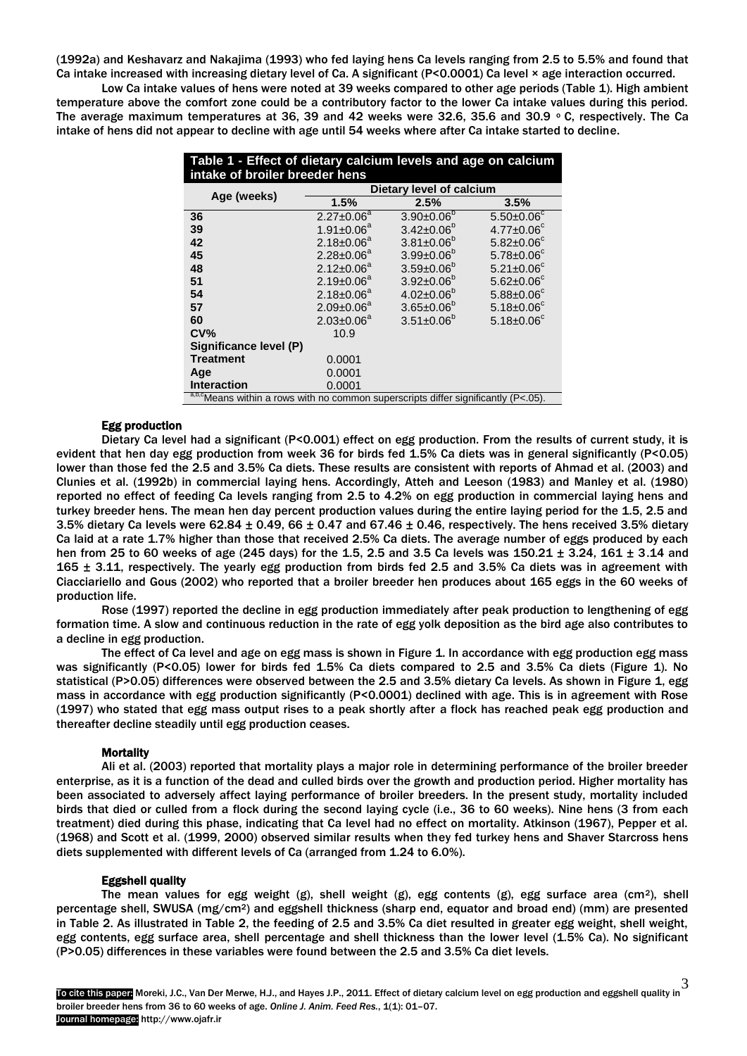(1992a) and Keshavarz and Nakajima (1993) who fed laying hens Ca levels ranging from 2.5 to 5.5% and found that Ca intake increased with increasing dietary level of Ca. A significant (P<0.0001) Ca level × age interaction occurred.

Low Ca intake values of hens were noted at 39 weeks compared to other age periods (Table 1). High ambient temperature above the comfort zone could be a contributory factor to the lower Ca intake values during this period. The average maximum temperatures at 36, 39 and 42 weeks were 32.6, 35.6 and 30.9 ° C, respectively. The Ca intake of hens did not appear to decline with age until 54 weeks where after Ca intake started to decline.

**Table 1 - Effect of dietary calcium levels and age on calcium intake of broiler breeder hens**

| Age (weeks) | Dietary level of calcium | | |
|---|---|---|---|
| | 1.5% | 2.5% | 3.5% |
| **36** | $2.27±0.06^{a}$ | $3.90±0.06^{b}$ | $5.50±0.06^{c}$ |
| **39** | $1.91±0.06^{a}$ | $3.42±0.06^{b}$ | $4.77±0.06^{c}$ |
| **42** | $2.18±0.06^{a}$ | $3.81±0.06^{b}$ | $5.82±0.06^{c}$ |
| **45** | $2.28±0.06^{a}$ | $3.99±0.06^{b}$ | $5.78±0.06^{c}$ |
| **48** | $2.12±0.06^{a}$ | $3.59±0.06^{b}$ | $5.21±0.06^{c}$ |
| **51** | $2.19±0.06^{a}$ | $3.92±0.06^{b}$ | $5.62±0.06^{c}$ |
| **54** | $2.18±0.06^{a}$ | $4.02±0.06^{b}$ | $5.88±0.06^{c}$ |
| **57** | $2.09±0.06^{a}$ | $3.65±0.06^{b}$ | $5.18±0.06^{c}$ |
| **60** | $2.03±0.06^{a}$ | $3.51±0.06^{b}$ | $5.18±0.06^{c}$ |
| **CV%** | 10.9 | | |
| **Significance level (P)** | | | |
| **Treatment** | 0.0001 | | |
| **Age** | 0.0001 | | |
| **Interaction** | 0.0001 | | |

[a,b,c]Means within a rows with no common superscripts differ significantly (P<.05).

### Egg production

Dietary Ca level had a significant (P<0.001) effect on egg production. From the results of current study, it is evident that hen day egg production from week 36 for birds fed 1.5% Ca diets was in general significantly (P<0.05) lower than those fed the 2.5 and 3.5% Ca diets. These results are consistent with reports of Ahmad et al. (2003) and Clunies et al. (1992b) in commercial laying hens. Accordingly, Atteh and Leeson (1983) and Manley et al. (1980) reported no effect of feeding Ca levels ranging from 2.5 to 4.2% on egg production in commercial laying hens and turkey breeder hens. The mean hen day percent production values during the entire laying period for the 1.5, 2.5 and 3.5% dietary Ca levels were 62.84 ± 0.49, 66 ± 0.47 and 67.46 ± 0.46, respectively. The hens received 3.5% dietary Ca laid at a rate 1.7% higher than those that received 2.5% Ca diets. The average number of eggs produced by each hen from 25 to 60 weeks of age (245 days) for the 1.5, 2.5 and 3.5 Ca levels was 150.21 ± 3.24, 161 ± 3.14 and 165 ± 3.11, respectively. The yearly egg production from birds fed 2.5 and 3.5% Ca diets was in agreement with Ciacciariello and Gous (2002) who reported that a broiler breeder hen produces about 165 eggs in the 60 weeks of production life.

Rose (1997) reported the decline in egg production immediately after peak production to lengthening of egg formation time. A slow and continuous reduction in the rate of egg yolk deposition as the bird age also contributes to a decline in egg production.

The effect of Ca level and age on egg mass is shown in Figure 1. In accordance with egg production egg mass was significantly (P<0.05) lower for birds fed 1.5% Ca diets compared to 2.5 and 3.5% Ca diets (Figure 1). No statistical (P>0.05) differences were observed between the 2.5 and 3.5% dietary Ca levels. As shown in Figure 1, egg mass in accordance with egg production significantly (P<0.0001) declined with age. This is in agreement with Rose (1997) who stated that egg mass output rises to a peak shortly after a flock has reached peak egg production and thereafter decline steadily until egg production ceases.

### Mortality

Ali et al. (2003) reported that mortality plays a major role in determining performance of the broiler breeder enterprise, as it is a function of the dead and culled birds over the growth and production period. Higher mortality has been associated to adversely affect laying performance of broiler breeders. In the present study, mortality included birds that died or culled from a flock during the second laying cycle (i.e., 36 to 60 weeks). Nine hens (3 from each treatment) died during this phase, indicating that Ca level had no effect on mortality. Atkinson (1967), Pepper et al. (1968) and Scott et al. (1999, 2000) observed similar results when they fed turkey hens and Shaver Starcross hens diets supplemented with different levels of Ca (arranged from 1.24 to 6.0%).

### Eggshell quality

The mean values for egg weight (g), shell weight (g), egg contents (g), egg surface area ($cm^2$), shell percentage shell, SWUSA ($mg/cm^2$) and eggshell thickness (sharp end, equator and broad end) (mm) are presented in Table 2. As illustrated in Table 2, the feeding of 2.5 and 3.5% Ca diet resulted in greater egg weight, shell weight, egg contents, egg surface area, shell percentage and shell thickness than the lower level (1.5% Ca). No significant (P>0.05) differences in these variables were found between the 2.5 and 3.5% Ca diet levels.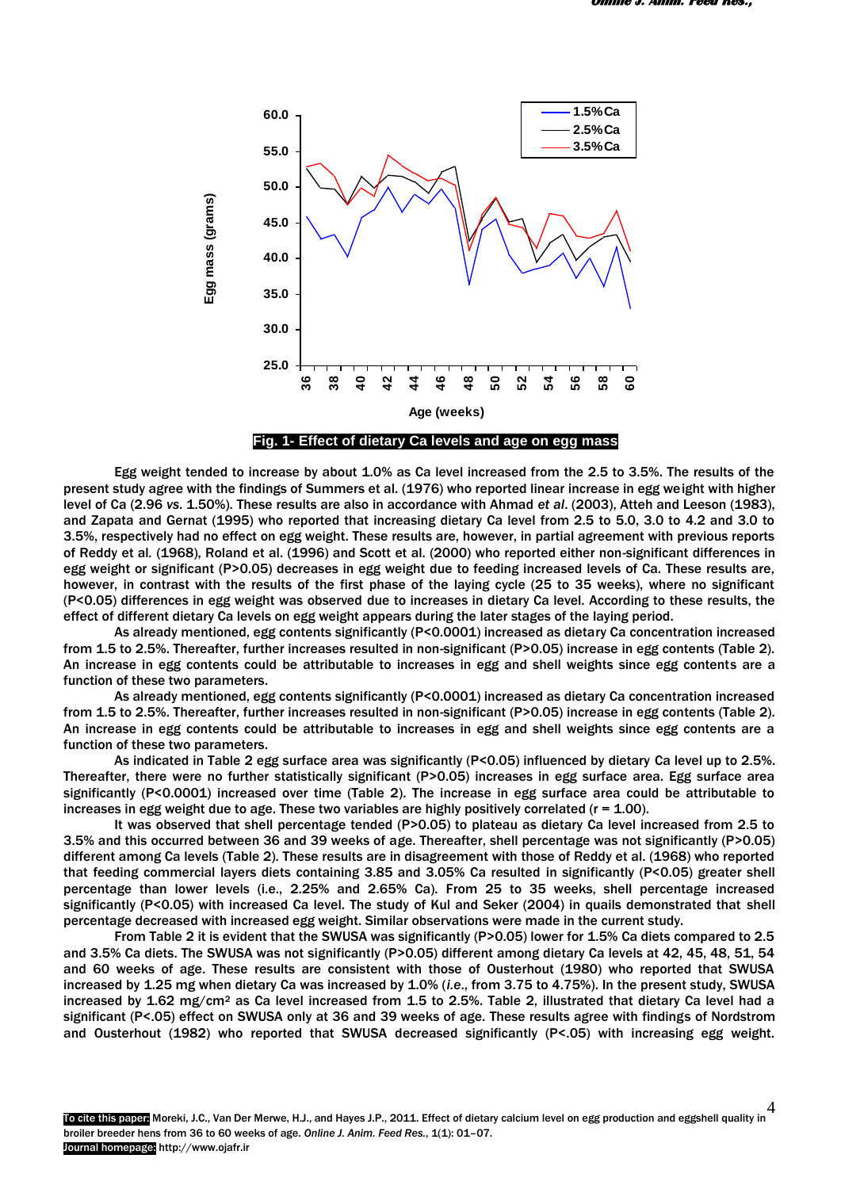Fig. 1- Effect of dietary Ca levels and age on egg mass

Egg weight tended to increase by about 1.0% as Ca level increased from the 2.5 to 3.5%. The results of the present study agree with the findings of Summers et al. (1976) who reported linear increase in egg weight with higher level of Ca (2.96 *vs*. 1.50%). These results are also in accordance with Ahmad *et al*. (2003), Atteh and Leeson (1983), and Zapata and Gernat (1995) who reported that increasing dietary Ca level from 2.5 to 5.0, 3.0 to 4.2 and 3.0 to 3.5%, respectively had no effect on egg weight. These results are, however, in partial agreement with previous reports of Reddy et al*.* (1968), Roland et al. (1996) and Scott et al. (2000) who reported either non-significant differences in egg weight or significant (P>0.05) decreases in egg weight due to feeding increased levels of Ca. These results are, however, in contrast with the results of the first phase of the laying cycle (25 to 35 weeks), where no significant (P<0.05) differences in egg weight was observed due to increases in dietary Ca level. According to these results, the effect of different dietary Ca levels on egg weight appears during the later stages of the laying period.

As already mentioned, egg contents significantly (P<0.0001) increased as dietary Ca concentration increased from 1.5 to 2.5%. Thereafter, further increases resulted in non-significant (P>0.05) increase in egg contents (Table 2). An increase in egg contents could be attributable to increases in egg and shell weights since egg contents are a function of these two parameters.

As already mentioned, egg contents significantly (P<0.0001) increased as dietary Ca concentration increased from 1.5 to 2.5%. Thereafter, further increases resulted in non-significant (P>0.05) increase in egg contents (Table 2). An increase in egg contents could be attributable to increases in egg and shell weights since egg contents are a function of these two parameters.

As indicated in Table 2 egg surface area was significantly (P<0.05) influenced by dietary Ca level up to 2.5%. Thereafter, there were no further statistically significant (P>0.05) increases in egg surface area. Egg surface area significantly (P<0.0001) increased over time (Table 2). The increase in egg surface area could be attributable to increases in egg weight due to age. These two variables are highly positively correlated (r = 1.00).

It was observed that shell percentage tended (P>0.05) to plateau as dietary Ca level increased from 2.5 to 3.5% and this occurred between 36 and 39 weeks of age. Thereafter, shell percentage was not significantly (P>0.05) different among Ca levels (Table 2). These results are in disagreement with those of Reddy et al. (1968) who reported that feeding commercial layers diets containing 3.85 and 3.05% Ca resulted in significantly (P<0.05) greater shell percentage than lower levels (i.e., 2.25% and 2.65% Ca). From 25 to 35 weeks, shell percentage increased significantly (P<0.05) with increased Ca level. The study of Kul and Seker (2004) in quails demonstrated that shell percentage decreased with increased egg weight. Similar observations were made in the current study.

From Table 2 it is evident that the SWUSA was significantly (P>0.05) lower for 1.5% Ca diets compared to 2.5 and 3.5% Ca diets. The SWUSA was not significantly (P>0.05) different among dietary Ca levels at 42, 45, 48, 51, 54 and 60 weeks of age. These results are consistent with those of Ousterhout (1980) who reported that SWUSA increased by 1.25 mg when dietary Ca was increased by 1.0% (*i.e*., from 3.75 to 4.75%). In the present study, SWUSA increased by 1.62 mg/cm² as Ca level increased from 1.5 to 2.5%. Table 2, illustrated that dietary Ca level had a significant (P<.05) effect on SWUSA only at 36 and 39 weeks of age. These results agree with findings of Nordstrom and Ousterhout (1982) who reported that SWUSA decreased significantly (P<.05) with increasing egg weight.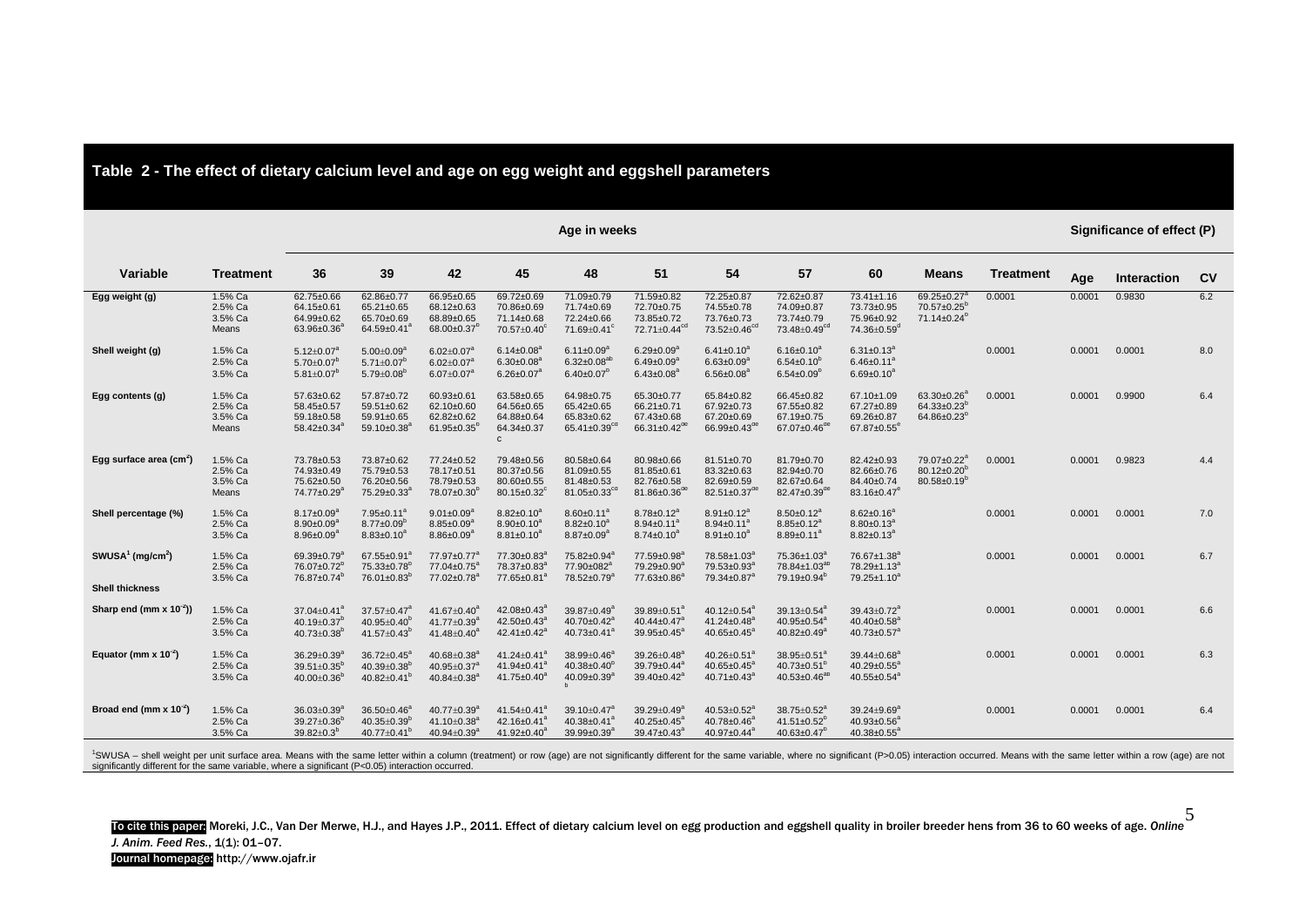## Table 2 - The effect of dietary calcium level and age on egg weight and eggshell parameters

| Variable | Treatment | Age in weeks | | | | | | | | | | Significance of effect (P) | | | |
|---|---|---|---|---|---|---|---|---|---|---|---|---|---|---|---|
| | | 36 | 39 | 42 | 45 | 48 | 51 | 54 | 57 | 60 | Means | Treatment | Age | Interaction | CV |
| Egg weight (g) | 1.5% Ca | 62.75±0.66 | 62.86±0.77 | 66.95±0.65 | 69.72±0.69 | 71.09±0.79 | 71.59±0.82 | 72.25±0.87 | 72.62±0.87 | 73.41±1.16 | 69.25±0.27[a] | 0.0001 | 0.0001 | 0.9830 | 6.2 |
| | 2.5% Ca | 64.15±0.61 | 65.21±0.65 | 68.12±0.63 | 70.86±0.69 | 71.74±0.69 | 72.70±0.75 | 74.55±0.78 | 74.09±0.87 | 73.73±0.95 | 70.57±0.25[b] | | | | |
| | 3.5% Ca | 64.99±0.62 | 65.70±0.69 | 68.89±0.65 | 71.14±0.68 | 72.24±0.66 | 73.85±0.72 | 73.76±0.73 | 73.74±0.79 | 75.96±0.92 | 71.14±0.24[b] | | | | |
| | Means | 63.96±0.36[a] | 64.59±0.41[a] | 68.00±0.37[b] | 70.57±0.40[c] | 71.69±0.41[c] | 72.71±0.44[cd] | 73.52±0.46[cd] | 73.48±0.49[cd] | 74.36±0.59[d] | | | | | |
| Shell weight (g) | 1.5% Ca | 5.12±0.07[a] | 5.00±0.09[a] | 6.02±0.07[a] | 6.14±0.08[a] | 6.11±0.09[a] | 6.29±0.09[a] | 6.41±0.10[a] | 6.16±0.10[a] | 6.31±0.13[a] | | 0.0001 | 0.0001 | 0.0001 | 8.0 |
| | 2.5% Ca | 5.70±0.07[b] | 5.71±0.07[b] | 6.02±0.07[a] | 6.30±0.08[a] | 6.32±0.08[ab] | 6.49±0.09[a] | 6.63±0.09[a] | 6.54±0.10[b] | 6.46±0.11[a] | | | | | |
| | 3.5% Ca | 5.81±0.07[b] | 5.79±0.08[b] | 6.07±0.07[a] | 6.26±0.07[a] | 6.40±0.07[b] | 6.43±0.08[a] | 6.56±0.08[a] | 6.54±0.09[b] | 6.69±0.10[a] | | | | | |
| Egg contents (g) | 1.5% Ca | 57.63±0.62 | 57.87±0.72 | 60.93±0.61 | 63.58±0.65 | 64.98±0.75 | 65.30±0.77 | 65.84±0.82 | 66.45±0.82 | 67.10±1.09 | 63.30±0.26[a] | 0.0001 | 0.0001 | 0.9900 | 6.4 |
| | 2.5% Ca | 58.45±0.57 | 59.51±0.62 | 62.10±0.60 | 64.56±0.65 | 65.42±0.65 | 66.21±0.71 | 67.92±0.73 | 67.55±0.82 | 67.27±0.89 | 64.33±0.23[b] | | | | |
| | 3.5% Ca | 59.18±0.58 | 59.91±0.65 | 62.82±0.62 | 64.88±0.64 | 65.83±0.62 | 67.43±0.68 | 67.20±0.69 | 67.19±0.75 | 69.26±0.87 | 64.86±0.23[b] | | | | |
| | Means | 58.42±0.34[a] | 59.10±0.38[a] | 61.95±0.35[b] | 64.34±0.37 c | 65.41±0.39[cd] | 66.31±0.42[de] | 66.99±0.43[de] | 67.07±0.46[de] | 67.87±0.55[e] | | | | | |
| Egg surface area ($cm^2$) | 1.5% Ca | 73.78±0.53 | 73.87±0.62 | 77.24±0.52 | 79.48±0.56 | 80.58±0.64 | 80.98±0.66 | 81.51±0.70 | 81.79±0.70 | 82.42±0.93 | 79.07±0.22[a] | 0.0001 | 0.0001 | 0.9823 | 4.4 |
| | 2.5% Ca | 74.93±0.49 | 75.79±0.53 | 78.17±0.51 | 80.37±0.56 | 81.09±0.55 | 81.85±0.61 | 83.32±0.63 | 82.94±0.70 | 82.66±0.76 | 80.12±0.20[b] | | | | |
| | 3.5% Ca | 75.62±0.50 | 76.20±0.56 | 78.79±0.53 | 80.60±0.55 | 81.48±0.53 | 82.76±0.58 | 82.69±0.59 | 82.67±0.64 | 84.40±0.74 | 80.58±0.19[b] | | | | |
| | Means | 74.77±0.29[a] | 75.29±0.33[a] | 78.07±0.30[b] | 80.15±0.32[c] | 81.05±0.33[cd] | 81.86±0.36[de] | 82.51±0.37[de] | 82.47±0.39[de] | 83.16±0.47[e] | | | | | |
| Shell percentage (%) | 1.5% Ca | 8.17±0.09[a] | 7.95±0.11[a] | 9.01±0.09[a] | 8.82±0.10[a] | 8.60±0.11[a] | 8.78±0.12[a] | 8.91±0.12[a] | 8.50±0.12[a] | 8.62±0.16[a] | | 0.0001 | 0.0001 | 0.0001 | 7.0 |
| | 2.5% Ca | 8.90±0.09[a] | 8.77±0.09[b] | 8.85±0.09[a] | 8.90±0.10[a] | 8.82±0.10[a] | 8.94±0.11[a] | 8.94±0.11[a] | 8.85±0.12[a] | 8.80±0.13[a] | | | | | |
| | 3.5% Ca | 8.96±0.09[a] | 8.83±0.10[a] | 8.86±0.09[a] | 8.81±0.10[a] | 8.87±0.09[a] | 8.74±0.10[a] | 8.91±0.10[a] | 8.89±0.11[a] | 8.82±0.13[a] | | | | | |
| SWUSA[1] ($mg/cm^2$) | 1.5% Ca | 69.39±0.79[a] | 67.55±0.91[a] | 77.97±0.77[a] | 77.30±0.83[a] | 75.82±0.94[a] | 77.59±0.98[a] | 78.58±1.03[a] | 75.36±1.03[a] | 76.67±1.38[a] | | 0.0001 | 0.0001 | 0.0001 | 6.7 |
| | 2.5% Ca | 76.07±0.72[b] | 75.33±0.78[b] | 77.04±0.75[a] | 78.37±0.83[a] | 77.90±082[a] | 79.29±0.90[a] | 79.53±0.93[a] | 78.84±1.03[ab] | 78.29±1.13[a] | | | | | |
| | 3.5% Ca | 76.87±0.74[b] | 76.01±0.83[b] | 77.02±0.78[a] | 77.65±0.81[a] | 78.52±0.79[a] | 77.63±0.86[a] | 79.34±0.87[a] | 79.19±0.94[b] | 79.25±1.10[a] | | | | | |
| Shell thickness | | | | | | | | | | | | | | | |
| Sharp end (mm x $10^{-2}$) | 1.5% Ca | 37.04±0.41[a] | 37.57±0.47[a] | 41.67±0.40[a] | 42.08±0.43[a] | 39.87±0.49[a] | 39.89±0.51[a] | 40.12±0.54[a] | 39.13±0.54[a] | 39.43±0.72[a] | | 0.0001 | 0.0001 | 0.0001 | 6.6 |
| | 2.5% Ca | 40.19±0.37[b] | 40.95±0.40[b] | 41.77±0.39[a] | 42.50±0.43[a] | 40.70±0.42[a] | 40.44±0.47[a] | 41.24±0.48[a] | 40.95±0.54[a] | 40.40±0.58[a] | | | | | |
| | 3.5% Ca | 40.73±0.38[b] | 41.57±0.43[b] | 41.48±0.40[a] | 42.41±0.42[a] | 40.73±0.41[a] | 39.95±0.45[a] | 40.65±0.45[a] | 40.82±0.49[a] | 40.73±0.57[a] | | | | | |
| Equator (mm x $10^{-2}$) | 1.5% Ca | 36.29±0.39[a] | 36.72±0.45[a] | 40.68±0.38[a] | 41.24±0.41[a] | 38.99±0.46[a] | 39.26±0.48[a] | 40.26±0.51[a] | 38.95±0.51[a] | 39.44±0.68[a] | | 0.0001 | 0.0001 | 0.0001 | 6.3 |
| | 2.5% Ca | 39.51±0.35[b] | 40.39±0.38[b] | 40.95±0.37[a] | 41.94±0.41[a] | 40.38±0.40[b] | 39.79±0.44[a] | 40.65±0.45[a] | 40.73±0.51[b] | 40.29±0.55[a] | | | | | |
| | 3.5% Ca | 40.00±0.36[b] | 40.82±0.41[b] | 40.84±0.38[a] | 41.75±0.40[a] | 40.09±0.39[a b] | 39.40±0.42[a] | 40.71±0.43[a] | 40.53±0.46[ab] | 40.55±0.54[a] | | | | | |
| Broad end (mm x $10^{-2}$) | 1.5% Ca | 36.03±0.39[a] | 36.50±0.46[a] | 40.77±0.39[a] | 41.54±0.41[a] | 39.10±0.47[a] | 39.29±0.49[a] | 40.53±0.52[a] | 38.75±0.52[a] | 39.24±9.69[a] | | 0.0001 | 0.0001 | 0.0001 | 6.4 |
| | 2.5% Ca | 39.27±0.36[b] | 40.35±0.39[b] | 41.10±0.38[a] | 42.16±0.41[a] | 40.38±0.41[a] | 40.25±0.45[a] | 40.78±0.46[a] | 41.51±0.52[b] | 40.93±0.56[a] | | | | | |
| | 3.5% Ca | 39.82±0.3[b] | 40.77±0.41[b] | 40.94±0.39[a] | 41.92±0.40[a] | 39.99±0.39[a] | 39.47±0.43[a] | 40.97±0.44[a] | 40.63±0.47[b] | 40.38±0.55[a] | | | | | |

[1]SWUSA – shell weight per unit surface area. Means with the same letter within a column (treatment) or row (age) are not significantly different for the same variable, where no significant (P>0.05) interaction occurred. Means with the same letter within a row (age) are not significantly different for the same variable, where a significant (P<0.05) interaction occurred.

**To cite this paper:** Moreki, J.C., Van Der Merwe, H.J., and Hayes J.P., 2011. Effect of dietary calcium level on egg production and eggshell quality in broiler breeder hens from 36 to 60 weeks of age. *Online J. Anim. Feed Res.*, 1(1): 01–07.
**Journal homepage:** http://www.ojafr.ir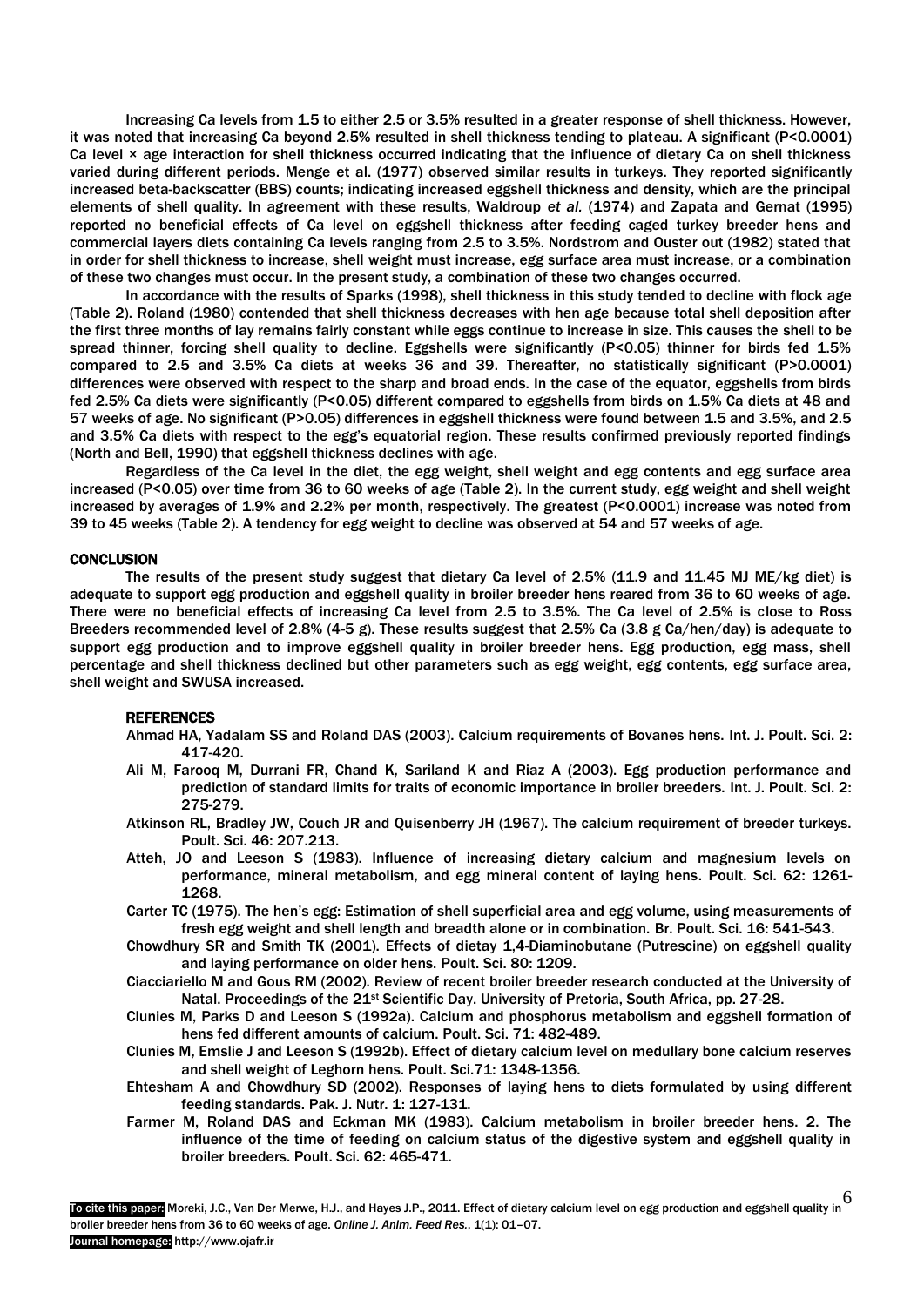Increasing Ca levels from 1.5 to either 2.5 or 3.5% resulted in a greater response of shell thickness. However, it was noted that increasing Ca beyond 2.5% resulted in shell thickness tending to plateau. A significant ($P<0.0001$) Ca level × age interaction for shell thickness occurred indicating that the influence of dietary Ca on shell thickness varied during different periods. Menge et al. (1977) observed similar results in turkeys. They reported significantly increased beta-backscatter (BBS) counts; indicating increased eggshell thickness and density, which are the principal elements of shell quality. In agreement with these results, Waldroup *et al.* (1974) and Zapata and Gernat (1995) reported no beneficial effects of Ca level on eggshell thickness after feeding caged turkey breeder hens and commercial layers diets containing Ca levels ranging from 2.5 to 3.5%. Nordstrom and Ouster out (1982) stated that in order for shell thickness to increase, shell weight must increase, egg surface area must increase, or a combination of these two changes must occur. In the present study, a combination of these two changes occurred.

In accordance with the results of Sparks (1998), shell thickness in this study tended to decline with flock age (Table 2). Roland (1980) contended that shell thickness decreases with hen age because total shell deposition after the first three months of lay remains fairly constant while eggs continue to increase in size. This causes the shell to be spread thinner, forcing shell quality to decline. Eggshells were significantly ($P<0.05$) thinner for birds fed 1.5% compared to 2.5 and 3.5% Ca diets at weeks 36 and 39. Thereafter, no statistically significant ($P>0.0001$) differences were observed with respect to the sharp and broad ends. In the case of the equator, eggshells from birds fed 2.5% Ca diets were significantly ($P<0.05$) different compared to eggshells from birds on 1.5% Ca diets at 48 and 57 weeks of age. No significant ($P>0.05$) differences in eggshell thickness were found between 1.5 and 3.5%, and 2.5 and 3.5% Ca diets with respect to the egg's equatorial region. These results confirmed previously reported findings (North and Bell, 1990) that eggshell thickness declines with age.

Regardless of the Ca level in the diet, the egg weight, shell weight and egg contents and egg surface area increased ($P<0.05$) over time from 36 to 60 weeks of age (Table 2). In the current study, egg weight and shell weight increased by averages of 1.9% and 2.2% per month, respectively. The greatest ($P<0.0001$) increase was noted from 39 to 45 weeks (Table 2). A tendency for egg weight to decline was observed at 54 and 57 weeks of age.

## CONCLUSION

The results of the present study suggest that dietary Ca level of 2.5% (11.9 and 11.45 MJ ME/kg diet) is adequate to support egg production and eggshell quality in broiler breeder hens reared from 36 to 60 weeks of age. There were no beneficial effects of increasing Ca level from 2.5 to 3.5%. The Ca level of 2.5% is close to Ross Breeders recommended level of 2.8% (4-5 g). These results suggest that 2.5% Ca (3.8 g Ca/hen/day) is adequate to support egg production and to improve eggshell quality in broiler breeder hens. Egg production, egg mass, shell percentage and shell thickness declined but other parameters such as egg weight, egg contents, egg surface area, shell weight and SWUSA increased.

## REFERENCES

Ahmad HA, Yadalam SS and Roland DAS (2003). Calcium requirements of Bovanes hens. Int. J. Poult. Sci. 2: 417-420.

Ali M, Farooq M, Durrani FR, Chand K, Sariland K and Riaz A (2003). Egg production performance and prediction of standard limits for traits of economic importance in broiler breeders. Int. J. Poult. Sci. 2: 275-279.

Atkinson RL, Bradley JW, Couch JR and Quisenberry JH (1967). The calcium requirement of breeder turkeys. Poult. Sci. 46: 207.213.

Atteh, JO and Leeson S (1983). Influence of increasing dietary calcium and magnesium levels on performance, mineral metabolism, and egg mineral content of laying hens. Poult. Sci. 62: 1261-1268.

Carter TC (1975). The hen's egg: Estimation of shell superficial area and egg volume, using measurements of fresh egg weight and shell length and breadth alone or in combination. Br. Poult. Sci. 16: 541-543.

Chowdhury SR and Smith TK (2001). Effects of dietay 1,4-Diaminobutane (Putrescine) on eggshell quality and laying performance on older hens. Poult. Sci. 80: 1209.

Ciacciariello M and Gous RM (2002). Review of recent broiler breeder research conducted at the University of Natal. Proceedings of the 21st Scientific Day. University of Pretoria, South Africa, pp. 27-28.

Clunies M, Parks D and Leeson S (1992a). Calcium and phosphorus metabolism and eggshell formation of hens fed different amounts of calcium. Poult. Sci. 71: 482-489.

Clunies M, Emslie J and Leeson S (1992b). Effect of dietary calcium level on medullary bone calcium reserves and shell weight of Leghorn hens. Poult. Sci.71: 1348-1356.

Ehtesham A and Chowdhury SD (2002). Responses of laying hens to diets formulated by using different feeding standards. Pak. J. Nutr. 1: 127-131.

Farmer M, Roland DAS and Eckman MK (1983). Calcium metabolism in broiler breeder hens. 2. The influence of the time of feeding on calcium status of the digestive system and eggshell quality in broiler breeders. Poult. Sci. 62: 465-471.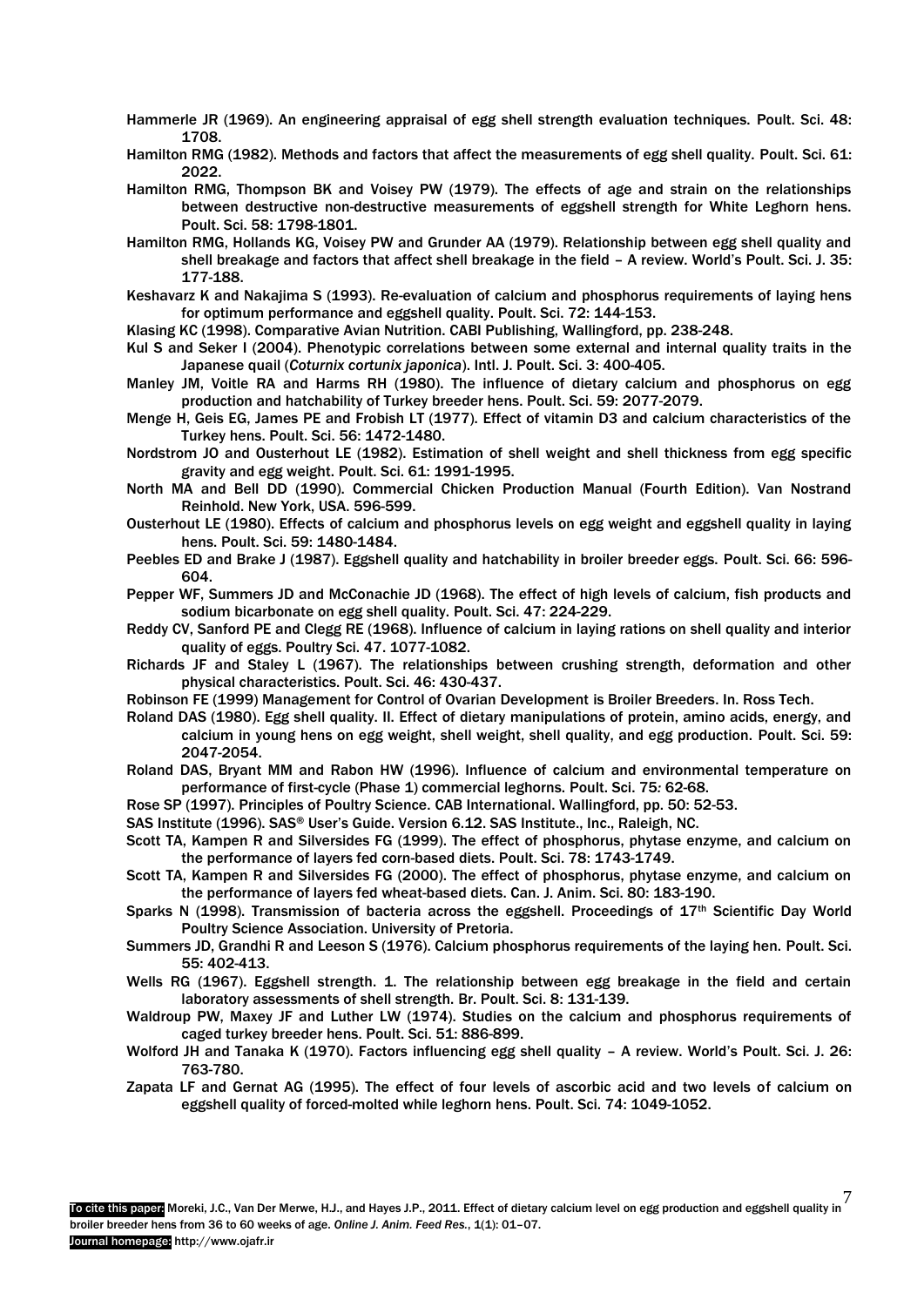Hammerle JR (1969). An engineering appraisal of egg shell strength evaluation techniques. Poult. Sci. 48: 1708.

Hamilton RMG (1982). Methods and factors that affect the measurements of egg shell quality. Poult. Sci. 61: 2022.

Hamilton RMG, Thompson BK and Voisey PW (1979). The effects of age and strain on the relationships between destructive non-destructive measurements of eggshell strength for White Leghorn hens. Poult. Sci. 58: 1798-1801.

Hamilton RMG, Hollands KG, Voisey PW and Grunder AA (1979). Relationship between egg shell quality and shell breakage and factors that affect shell breakage in the field – A review. World's Poult. Sci. J. 35: 177-188.

Keshavarz K and Nakajima S (1993). Re-evaluation of calcium and phosphorus requirements of laying hens for optimum performance and eggshell quality. Poult. Sci. 72: 144-153.

Klasing KC (1998). Comparative Avian Nutrition. CABI Publishing, Wallingford, pp. 238-248.

Kul S and Seker I (2004). Phenotypic correlations between some external and internal quality traits in the Japanese quail (*Coturnix cortunix japonica*). Intl. J. Poult. Sci. 3: 400-405.

Manley JM, Voitle RA and Harms RH (1980). The influence of dietary calcium and phosphorus on egg production and hatchability of Turkey breeder hens. Poult. Sci. 59: 2077-2079.

Menge H, Geis EG, James PE and Frobish LT (1977). Effect of vitamin D3 and calcium characteristics of the Turkey hens. Poult. Sci. 56: 1472-1480.

Nordstrom JO and Ousterhout LE (1982). Estimation of shell weight and shell thickness from egg specific gravity and egg weight. Poult. Sci. 61: 1991-1995.

North MA and Bell DD (1990). Commercial Chicken Production Manual (Fourth Edition). Van Nostrand Reinhold. New York, USA. 596-599.

Ousterhout LE (1980). Effects of calcium and phosphorus levels on egg weight and eggshell quality in laying hens. Poult. Sci. 59: 1480-1484.

Peebles ED and Brake J (1987). Eggshell quality and hatchability in broiler breeder eggs. Poult. Sci. 66: 596-604.

Pepper WF, Summers JD and McConachie JD (1968). The effect of high levels of calcium, fish products and sodium bicarbonate on egg shell quality. Poult. Sci. 47: 224-229.

Reddy CV, Sanford PE and Clegg RE (1968). Influence of calcium in laying rations on shell quality and interior quality of eggs. Poultry Sci. 47. 1077-1082.

Richards JF and Staley L (1967). The relationships between crushing strength, deformation and other physical characteristics. Poult. Sci. 46: 430-437.

Robinson FE (1999) Management for Control of Ovarian Development is Broiler Breeders. In. Ross Tech.

Roland DAS (1980). Egg shell quality. II. Effect of dietary manipulations of protein, amino acids, energy, and calcium in young hens on egg weight, shell weight, shell quality, and egg production. Poult. Sci. 59: 2047-2054.

Roland DAS, Bryant MM and Rabon HW (1996). Influence of calcium and environmental temperature on performance of first-cycle (Phase 1) commercial leghorns. Poult. Sci. 75*:* 62-68.

Rose SP (1997). Principles of Poultry Science. CAB International. Wallingford, pp. 50: 52-53.

SAS Institute (1996). SAS® User's Guide. Version 6.12. SAS Institute., Inc., Raleigh, NC.

Scott TA, Kampen R and Silversides FG (1999). The effect of phosphorus, phytase enzyme, and calcium on the performance of layers fed corn-based diets. Poult. Sci. 78: 1743-1749.

Scott TA, Kampen R and Silversides FG (2000). The effect of phosphorus, phytase enzyme, and calcium on the performance of layers fed wheat-based diets. Can. J. Anim. Sci. 80: 183-190.

Sparks N (1998). Transmission of bacteria across the eggshell. Proceedings of 17th Scientific Day World Poultry Science Association. University of Pretoria.

Summers JD, Grandhi R and Leeson S (1976). Calcium phosphorus requirements of the laying hen. Poult. Sci. 55: 402-413.

Wells RG (1967). Eggshell strength. 1. The relationship between egg breakage in the field and certain laboratory assessments of shell strength. Br. Poult. Sci. 8: 131-139.

Waldroup PW, Maxey JF and Luther LW (1974). Studies on the calcium and phosphorus requirements of caged turkey breeder hens. Poult. Sci. 51: 886-899.

Wolford JH and Tanaka K (1970). Factors influencing egg shell quality – A review. World's Poult. Sci. J. 26: 763-780.

Zapata LF and Gernat AG (1995). The effect of four levels of ascorbic acid and two levels of calcium on eggshell quality of forced-molted while leghorn hens. Poult. Sci. 74: 1049-1052.